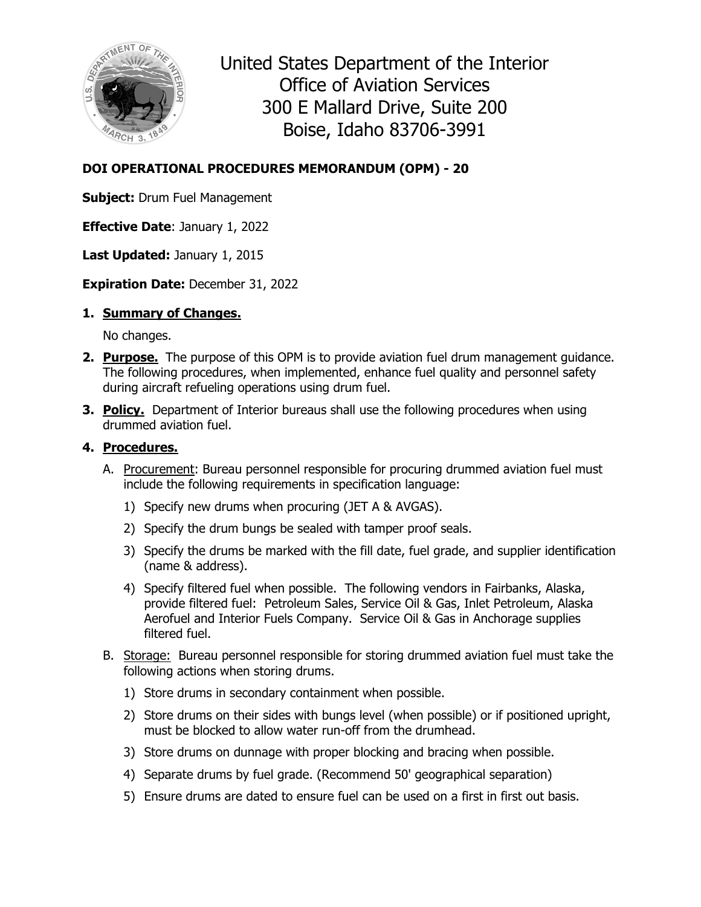United States Department of the Interior
Office of Aviation Services
300 E Mallard Drive, Suite 200
Boise, Idaho 83706-3991

**DOI OPERATIONAL PROCEDURES MEMORANDUM (OPM) - 20**

**Subject:** Drum Fuel Management

**Effective Date**: January 1, 2022

**Last Updated:** January 1, 2015

**Expiration Date:** December 31, 2022

1. **Summary of Changes.**

   No changes.

2. **Purpose.** The purpose of this OPM is to provide aviation fuel drum management guidance. The following procedures, when implemented, enhance fuel quality and personnel safety during aircraft refueling operations using drum fuel.

3. **Policy.** Department of Interior bureaus shall use the following procedures when using drummed aviation fuel.

4. **Procedures.**

   A. Procurement: Bureau personnel responsible for procuring drummed aviation fuel must include the following requirements in specification language:

      1) Specify new drums when procuring (JET A & AVGAS).
      2) Specify the drum bungs be sealed with tamper proof seals.
      3) Specify the drums be marked with the fill date, fuel grade, and supplier identification (name & address).
      4) Specify filtered fuel when possible. The following vendors in Fairbanks, Alaska, provide filtered fuel: Petroleum Sales, Service Oil & Gas, Inlet Petroleum, Alaska Aerofuel and Interior Fuels Company. Service Oil & Gas in Anchorage supplies filtered fuel.

   B. Storage: Bureau personnel responsible for storing drummed aviation fuel must take the following actions when storing drums.

      1) Store drums in secondary containment when possible.
      2) Store drums on their sides with bungs level (when possible) or if positioned upright, must be blocked to allow water run-off from the drumhead.
      3) Store drums on dunnage with proper blocking and bracing when possible.
      4) Separate drums by fuel grade. (Recommend 50' geographical separation)
      5) Ensure drums are dated to ensure fuel can be used on a first in first out basis.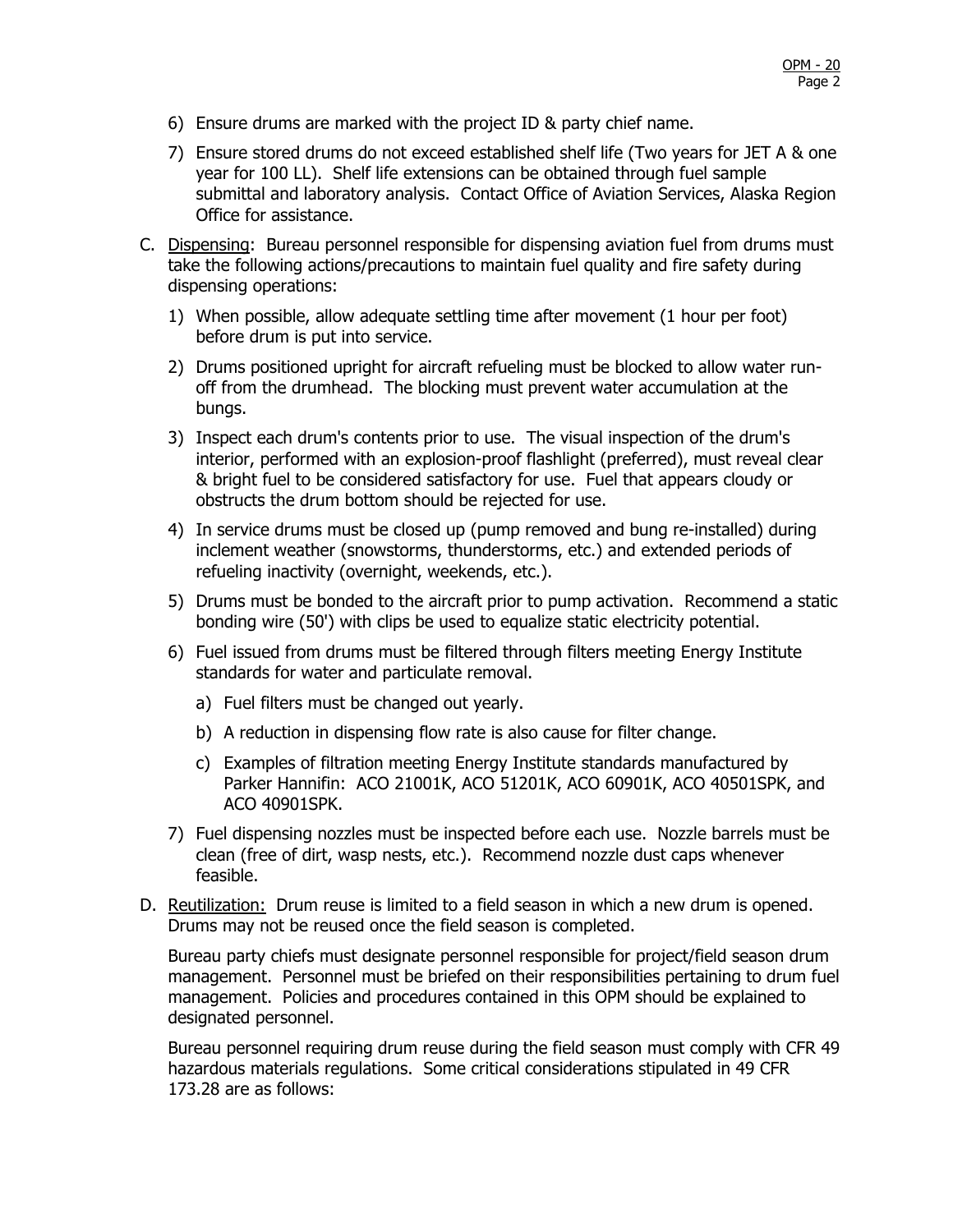6) Ensure drums are marked with the project ID & party chief name.

7) Ensure stored drums do not exceed established shelf life (Two years for JET A & one year for 100 LL). Shelf life extensions can be obtained through fuel sample submittal and laboratory analysis. Contact Office of Aviation Services, Alaska Region Office for assistance.

C. <u>Dispensing</u>: Bureau personnel responsible for dispensing aviation fuel from drums must take the following actions/precautions to maintain fuel quality and fire safety during dispensing operations:

   1) When possible, allow adequate settling time after movement (1 hour per foot) before drum is put into service.

   2) Drums positioned upright for aircraft refueling must be blocked to allow water run-off from the drumhead. The blocking must prevent water accumulation at the bungs.

   3) Inspect each drum's contents prior to use. The visual inspection of the drum's interior, performed with an explosion-proof flashlight (preferred), must reveal clear & bright fuel to be considered satisfactory for use. Fuel that appears cloudy or obstructs the drum bottom should be rejected for use.

   4) In service drums must be closed up (pump removed and bung re-installed) during inclement weather (snowstorms, thunderstorms, etc.) and extended periods of refueling inactivity (overnight, weekends, etc.).

   5) Drums must be bonded to the aircraft prior to pump activation. Recommend a static bonding wire (50') with clips be used to equalize static electricity potential.

   6) Fuel issued from drums must be filtered through filters meeting Energy Institute standards for water and particulate removal.

      a) Fuel filters must be changed out yearly.

      b) A reduction in dispensing flow rate is also cause for filter change.

      c) Examples of filtration meeting Energy Institute standards manufactured by Parker Hannifin: ACO 21001K, ACO 51201K, ACO 60901K, ACO 40501SPK, and ACO 40901SPK.

   7) Fuel dispensing nozzles must be inspected before each use. Nozzle barrels must be clean (free of dirt, wasp nests, etc.). Recommend nozzle dust caps whenever feasible.

D. <u>Reutilization:</u> Drum reuse is limited to a field season in which a new drum is opened. Drums may not be reused once the field season is completed.

   Bureau party chiefs must designate personnel responsible for project/field season drum management. Personnel must be briefed on their responsibilities pertaining to drum fuel management. Policies and procedures contained in this OPM should be explained to designated personnel.

   Bureau personnel requiring drum reuse during the field season must comply with CFR 49 hazardous materials regulations. Some critical considerations stipulated in 49 CFR 173.28 are as follows: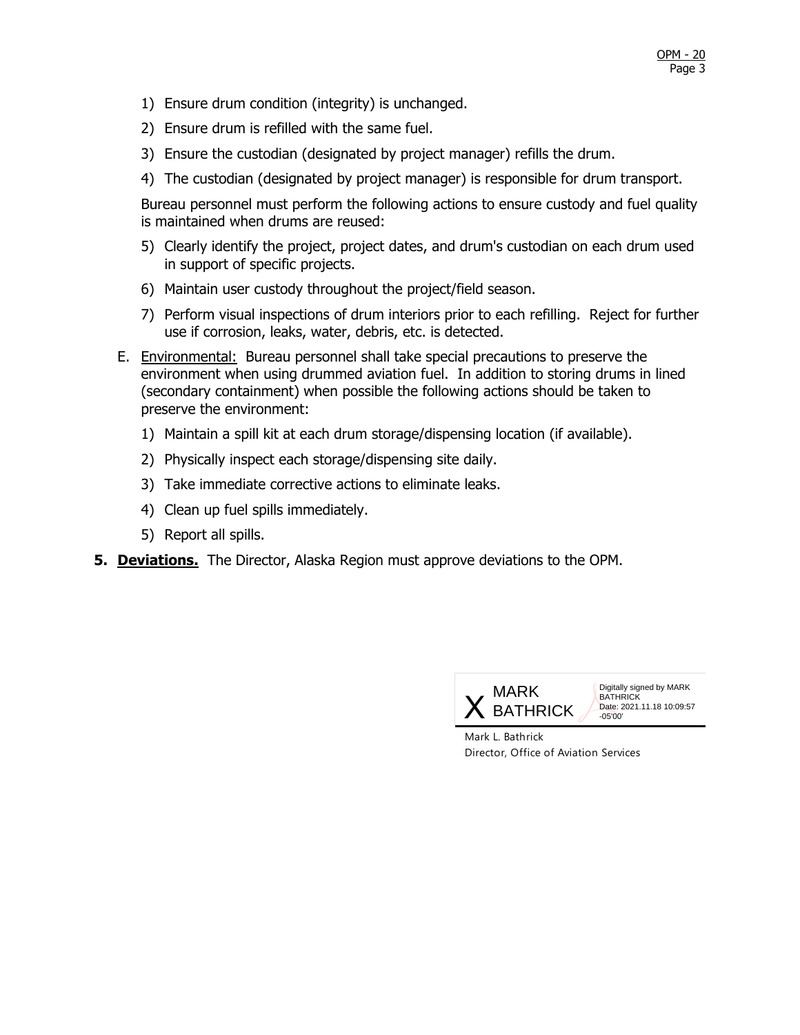1) Ensure drum condition (integrity) is unchanged.
2) Ensure drum is refilled with the same fuel.
3) Ensure the custodian (designated by project manager) refills the drum.
4) The custodian (designated by project manager) is responsible for drum transport.

Bureau personnel must perform the following actions to ensure custody and fuel quality is maintained when drums are reused:

5) Clearly identify the project, project dates, and drum's custodian on each drum used in support of specific projects.
6) Maintain user custody throughout the project/field season.
7) Perform visual inspections of drum interiors prior to each refilling. Reject for further use if corrosion, leaks, water, debris, etc. is detected.

E. Environmental: Bureau personnel shall take special precautions to preserve the environment when using drummed aviation fuel. In addition to storing drums in lined (secondary containment) when possible the following actions should be taken to preserve the environment:

1) Maintain a spill kit at each drum storage/dispensing location (if available).
2) Physically inspect each storage/dispensing site daily.
3) Take immediate corrective actions to eliminate leaks.
4) Clean up fuel spills immediately.
5) Report all spills.

**5. Deviations.** The Director, Alaska Region must approve deviations to the OPM.

X MARK BATHRICK

Digitally signed by MARK BATHRICK
Date: 2021.11.18 10:09:57 -05'00'

Mark L. Bathrick
Director, Office of Aviation Services